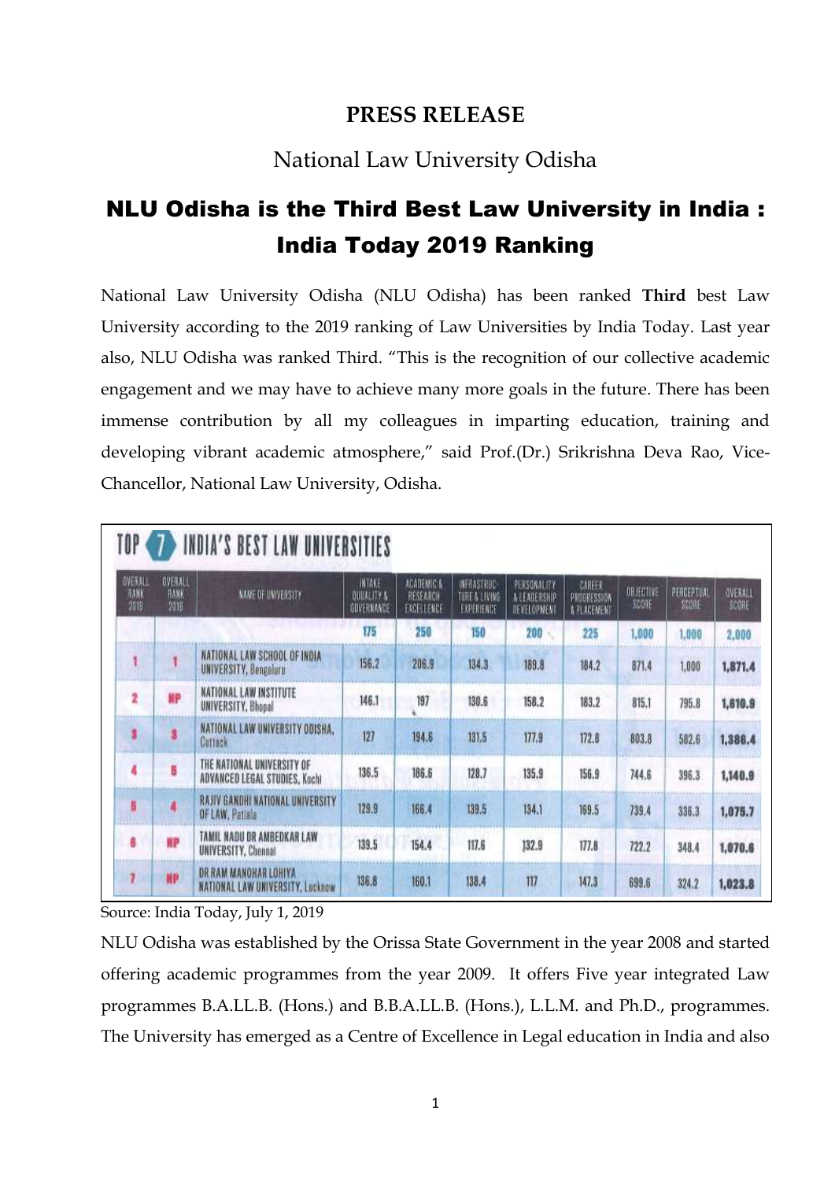**PRESS RELEASE**

National Law University Odisha

# NLU Odisha is the Third Best Law University in India : India Today 2019 Ranking

National Law University Odisha (NLU Odisha) has been ranked **Third** best Law University according to the 2019 ranking of Law Universities by India Today. Last year also, NLU Odisha was ranked Third. "This is the recognition of our collective academic engagement and we may have to achieve many more goals in the future. There has been immense contribution by all my colleagues in imparting education, training and developing vibrant academic atmosphere," said Prof.(Dr.) Srikrishna Deva Rao, Vice-Chancellor, National Law University, Odisha.

**TOP 7 INDIA'S BEST LAW UNIVERSITIES**

| OVERALL RANK 2019 | OVERALL RANK 2018 | NAME OF UNIVERSITY | INTAKE QUALITY & GOVERNANCE | ACADEMIC & RESEARCH EXCELLENCE | INFRASTRUCTURE & LIVING EXPERIENCE | PERSONALITY & LEADERSHIP DEVELOPMENT | CAREER PROGRESSION & PLACEMENT | OBJECTIVE SCORE | PERCEPTUAL SCORE | OVERALL SCORE |
|---|---|---|---|---|---|---|---|---|---|---|
| | | | 175 | 250 | 150 | 200 | 225 | 1,000 | 1,000 | 2,000 |
| 1 | 1 | NATIONAL LAW SCHOOL OF INDIA UNIVERSITY, Bengaluru | 156.2 | 206.9 | 134.3 | 189.8 | 184.2 | 871.4 | 1,000 | 1,871.4 |
| 2 | NP | NATIONAL LAW INSTITUTE UNIVERSITY, Bhopal | 146.1 | 197 | 130.6 | 158.2 | 183.2 | 815.1 | 795.8 | 1,610.9 |
| 3 | 3 | NATIONAL LAW UNIVERSITY ODISHA, Cuttack | 127 | 194.6 | 131.5 | 177.9 | 172.8 | 803.8 | 582.6 | 1,386.4 |
| 4 | 5 | THE NATIONAL UNIVERSITY OF ADVANCED LEGAL STUDIES, Kochi | 136.5 | 186.6 | 128.7 | 135.9 | 156.9 | 744.6 | 396.3 | 1,140.9 |
| 5 | 4 | RAJIV GANDHI NATIONAL UNIVERSITY OF LAW, Patiala | 129.9 | 166.4 | 139.5 | 134.1 | 169.5 | 739.4 | 336.3 | 1,075.7 |
| 6 | NP | TAMIL NADU DR AMBEDKAR LAW UNIVERSITY, Chennai | 139.5 | 154.4 | 117.6 | 132.9 | 177.8 | 722.2 | 348.4 | 1,070.6 |
| 7 | NP | DR RAM MANOHAR LOHIYA NATIONAL LAW UNIVERSITY, Lucknow | 136.8 | 160.1 | 138.4 | 117 | 147.3 | 699.6 | 324.2 | 1,023.8 |

Source: India Today, July 1, 2019

NLU Odisha was established by the Orissa State Government in the year 2008 and started offering academic programmes from the year 2009. It offers Five year integrated Law programmes B.A.LL.B. (Hons.) and B.B.A.LL.B. (Hons.), L.L.M. and Ph.D., programmes. The University has emerged as a Centre of Excellence in Legal education in India and also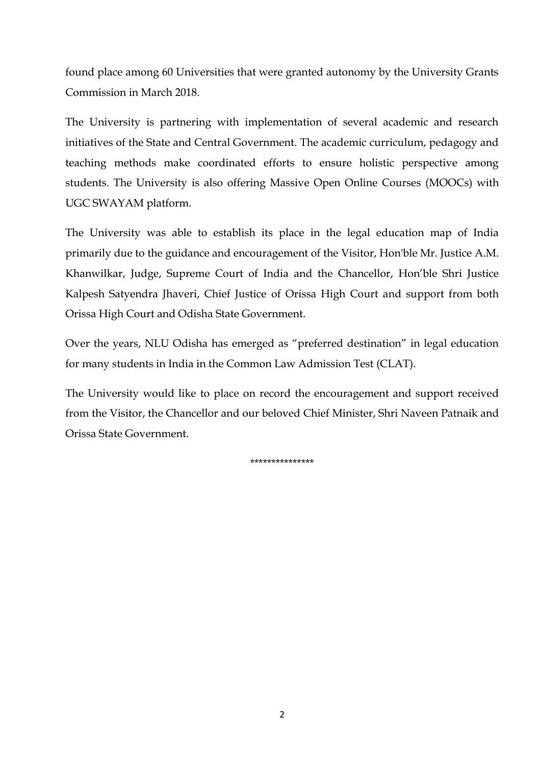found place among 60 Universities that were granted autonomy by the University Grants Commission in March 2018.

The University is partnering with implementation of several academic and research initiatives of the State and Central Government. The academic curriculum, pedagogy and teaching methods make coordinated efforts to ensure holistic perspective among students. The University is also offering Massive Open Online Courses (MOOCs) with UGC SWAYAM platform.

The University was able to establish its place in the legal education map of India primarily due to the guidance and encouragement of the Visitor, Hon'ble Mr. Justice A.M. Khanwilkar, Judge, Supreme Court of India and the Chancellor, Hon'ble Shri Justice Kalpesh Satyendra Jhaveri, Chief Justice of Orissa High Court and support from both Orissa High Court and Odisha State Government.

Over the years, NLU Odisha has emerged as "preferred destination" in legal education for many students in India in the Common Law Admission Test (CLAT).

The University would like to place on record the encouragement and support received from the Visitor, the Chancellor and our beloved Chief Minister, Shri Naveen Patnaik and Orissa State Government.

***************